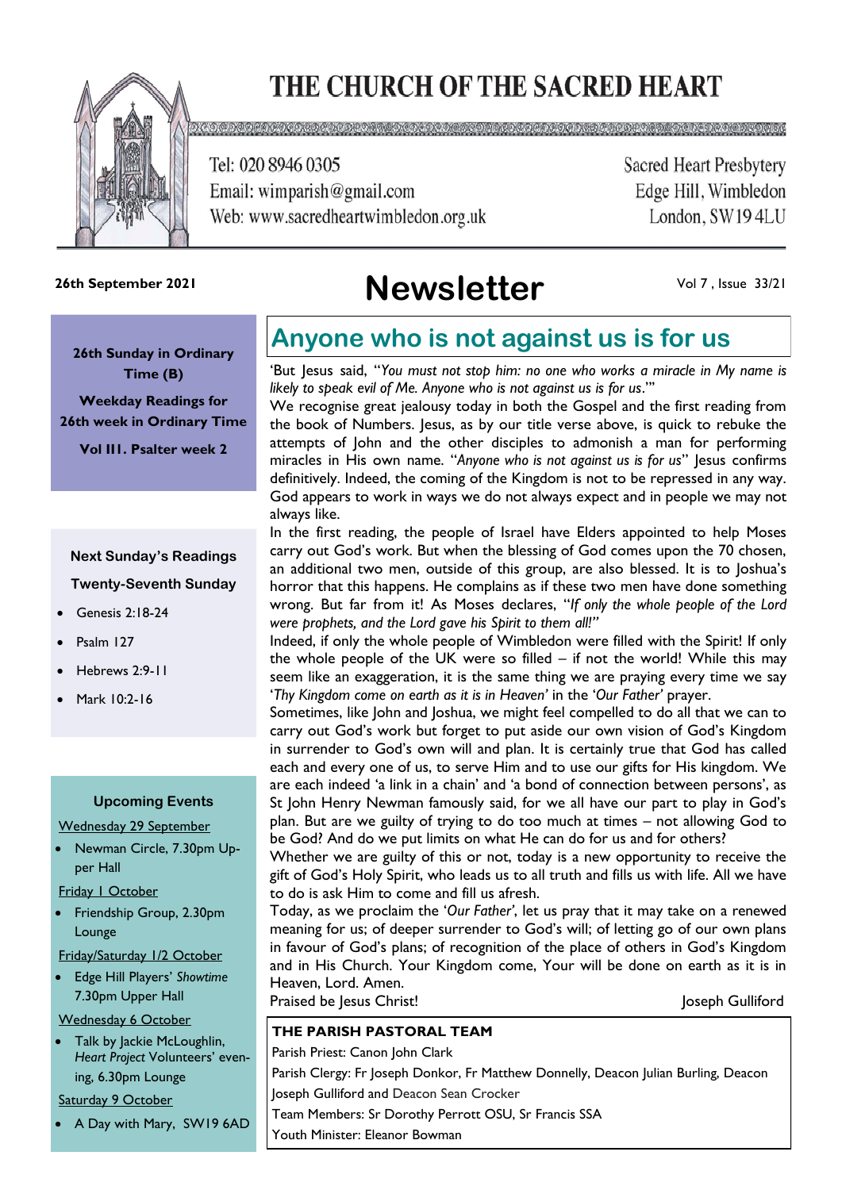# THE CHURCH OF THE SACRED HEART

Tel: 020 8946 0305
Email: wimparish@gmail.com
Web: www.sacredheartwimbledon.org.uk

Sacred Heart Presbytery
Edge Hill, Wimbledon
London, SW19 4LU

**26th September 2021**

# Newsletter

Vol 7 , Issue 33/21

**26th Sunday in Ordinary Time (B)**

**Weekday Readings for 26th week in Ordinary Time**

**Vol III. Psalter week 2**

**Next Sunday's Readings**

**Twenty-Seventh Sunday**

- Genesis 2:18-24
- Psalm 127
- Hebrews 2:9-11
- Mark 10:2-16

**Upcoming Events**

Wednesday 29 September

- Newman Circle, 7.30pm Upper Hall

Friday 1 October

- Friendship Group, 2.30pm Lounge

Friday/Saturday 1/2 October

- Edge Hill Players' *Showtime* 7.30pm Upper Hall

Wednesday 6 October

- Talk by Jackie McLoughlin, *Heart Project* Volunteers' evening, 6.30pm Lounge

Saturday 9 October

- A Day with Mary, SW19 6AD

## Anyone who is not against us is for us

'But Jesus said, "*You must not stop him: no one who works a miracle in My name is likely to speak evil of Me. Anyone who is not against us is for us*."'

We recognise great jealousy today in both the Gospel and the first reading from the book of Numbers. Jesus, as by our title verse above, is quick to rebuke the attempts of John and the other disciples to admonish a man for performing miracles in His own name. "*Anyone who is not against us is for us*" Jesus confirms definitively. Indeed, the coming of the Kingdom is not to be repressed in any way. God appears to work in ways we do not always expect and in people we may not always like.

In the first reading, the people of Israel have Elders appointed to help Moses carry out God's work. But when the blessing of God comes upon the 70 chosen, an additional two men, outside of this group, are also blessed. It is to Joshua's horror that this happens. He complains as if these two men have done something wrong. But far from it! As Moses declares, "*If only the whole people of the Lord were prophets, and the Lord gave his Spirit to them all!*"

Indeed, if only the whole people of Wimbledon were filled with the Spirit! If only the whole people of the UK were so filled – if not the world! While this may seem like an exaggeration, it is the same thing we are praying every time we say '*Thy Kingdom come on earth as it is in Heaven*' in the '*Our Father*' prayer.

Sometimes, like John and Joshua, we might feel compelled to do all that we can to carry out God's work but forget to put aside our own vision of God's Kingdom in surrender to God's own will and plan. It is certainly true that God has called each and every one of us, to serve Him and to use our gifts for His kingdom. We are each indeed 'a link in a chain' and 'a bond of connection between persons', as St John Henry Newman famously said, for we all have our part to play in God's plan. But are we guilty of trying to do too much at times – not allowing God to be God? And do we put limits on what He can do for us and for others?

Whether we are guilty of this or not, today is a new opportunity to receive the gift of God's Holy Spirit, who leads us to all truth and fills us with life. All we have to do is ask Him to come and fill us afresh.

Today, as we proclaim the '*Our Father*', let us pray that it may take on a renewed meaning for us; of deeper surrender to God's will; of letting go of our own plans in favour of God's plans; of recognition of the place of others in God's Kingdom and in His Church. Your Kingdom come, Your will be done on earth as it is in Heaven, Lord. Amen.

Praised be Jesus Christ!

Joseph Gulliford

**THE PARISH PASTORAL TEAM**

Parish Priest: Canon John Clark

Parish Clergy: Fr Joseph Donkor, Fr Matthew Donnelly, Deacon Julian Burling, Deacon Joseph Gulliford and Deacon Sean Crocker

Team Members: Sr Dorothy Perrott OSU, Sr Francis SSA

Youth Minister: Eleanor Bowman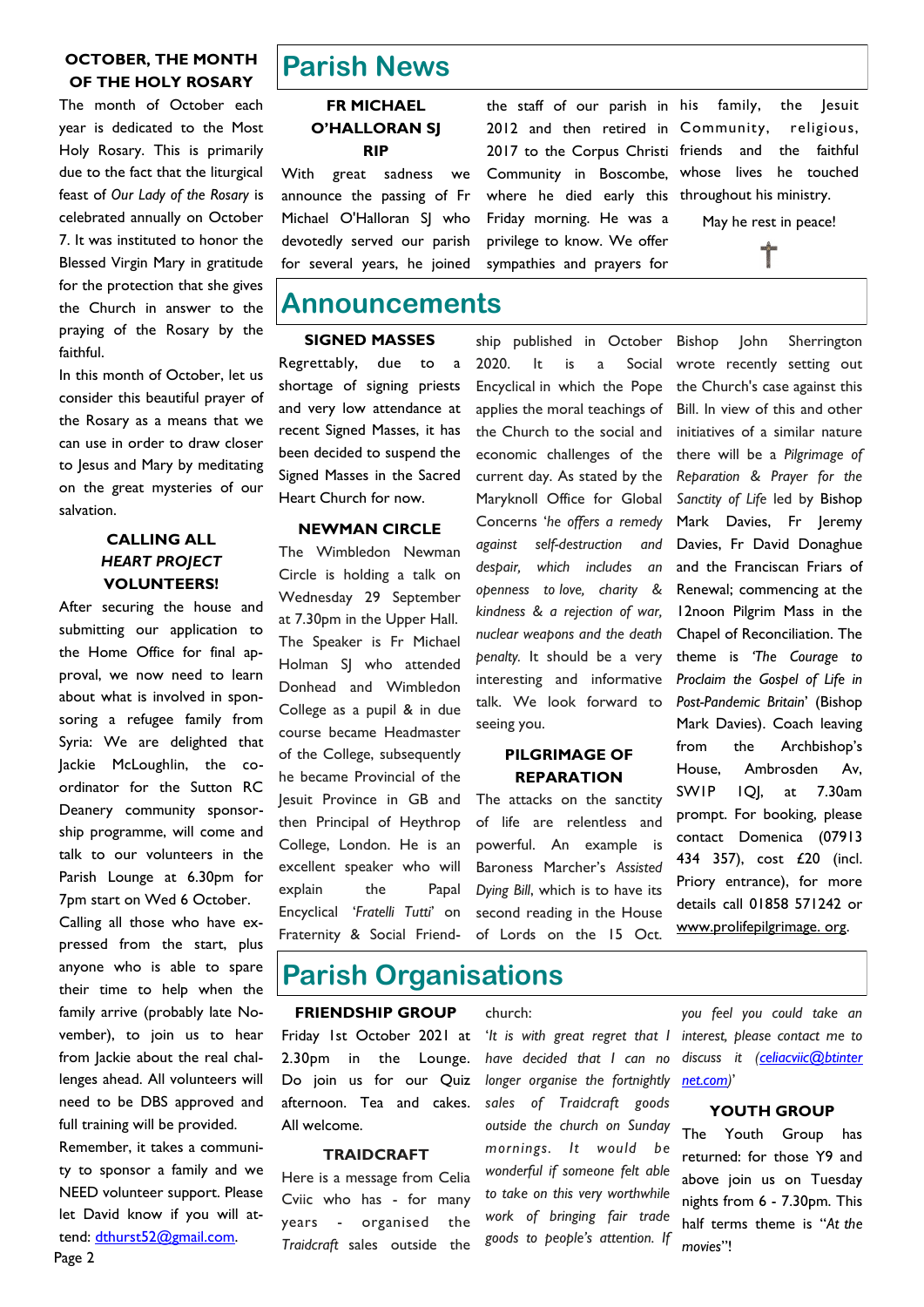### OCTOBER, THE MONTH OF THE HOLY ROSARY

The month of October each year is dedicated to the Most Holy Rosary. This is primarily due to the fact that the liturgical feast of *Our Lady of the Rosary* is celebrated annually on October 7. It was instituted to honor the Blessed Virgin Mary in gratitude for the protection that she gives the Church in answer to the praying of the Rosary by the faithful.

In this month of October, let us consider this beautiful prayer of the Rosary as a means that we can use in order to draw closer to Jesus and Mary by meditating on the great mysteries of our salvation.

### CALLING ALL *HEART PROJECT* VOLUNTEERS!

After securing the house and submitting our application to the Home Office for final approval, we now need to learn about what is involved in sponsoring a refugee family from Syria: We are delighted that Jackie McLoughlin, the co-ordinator for the Sutton RC Deanery community sponsorship programme, will come and talk to our volunteers in the Parish Lounge at 6.30pm for 7pm start on Wed 6 October.

Calling all those who have expressed from the start, plus anyone who is able to spare their time to help when the family arrive (probably late November), to join us to hear from Jackie ahead about the real challenges ahead. All volunteers will need to be DBS approved and full training will be provided.

Remember, it takes a community to sponsor a family and we NEED volunteer support. Please let David know if you will attend: dthurst52@gmail.com.

# Parish News

### FR MICHAEL O'HALLORAN SJ RIP

With great sadness we announce the passing of Fr Michael O'Halloran SJ who devotedly served our parish for several years, he joined the staff of our parish in 2012 and then retired in 2017 to the Corpus Christi Community in Boscombe, where he died early this Friday morning. He was a privilege to know. We offer sympathies and prayers for his family, the Jesuit Community, religious, friends and the faithful whose lives he touched throughout his ministry.

May he rest in peace!

†

# Announcements

### SIGNED MASSES

Regrettably, due to a shortage of signing priests and very low attendance at recent Signed Masses, it has been decided to suspend the Signed Masses in the Sacred Heart Church for now.

### NEWMAN CIRCLE

The Wimbledon Newman Circle is holding a talk on Wednesday 29 September at 7.30pm in the Upper Hall. The Speaker is Fr Michael Holman SJ who attended Donhead and Wimbledon College as a pupil & in due course became Headmaster of the College, subsequently he became Provincial of the Jesuit Province in GB and then Principal of Heythrop College, London. He is an excellent speaker who will explain the Papal Encyclical '*Fratelli Tutti*' on Fraternity & Social Friendship published in October 2020. It is a Social Encyclical in which the Pope applies the moral teachings of the Church to the social and economic challenges of the current day. As stated by the Maryknoll Office for Global Concerns '*he offers a remedy against self-destruction and despair, which includes an openness to love, charity & kindness & a rejection of war, nuclear weapons and the death penalty.* It should be a very interesting and informative talk. We look forward to seeing you.

### PILGRIMAGE OF REPARATION

The attacks on the sanctity of life are relentless and powerful. An example is Baroness Marcher's *Assisted Dying Bill*, which is to have its second reading in the House of Lords on the 15 Oct. Bishop John Sherrington wrote recently setting out the Church's case against this Bill. In view of this and other initiatives of a similar nature there will be a *Pilgrimage of Reparation & Prayer for the Sanctity of Life* led by Bishop Mark Davies, Fr Jeremy Davies, Fr David Donaghue and the Franciscan Friars of Renewal; commencing at the 12noon Pilgrim Mass in the Chapel of Reconciliation. The theme is *'The Courage to Proclaim the Gospel of Life in Post-Pandemic Britain*' (Bishop Mark Davies). Coach leaving from the Archbishop's House, Ambrosden Av, SW1P 1QJ, at 7.30am prompt. For booking, please contact Domenica (07913 434 357), cost £20 (incl. Priory entrance), for more details call 01858 571242 or www.prolifepilgrimage. org.

# Parish Organisations

### FRIENDSHIP GROUP

Friday 1st October 2021 at 2.30pm in the Lounge. Do join us for our Quiz afternoon. Tea and cakes. All welcome.

### TRAIDCRAFT

Here is a message from Celia Cviic who has - for many years - organised the *Traidcraft* sales outside the church:

'*It is with great regret that I have decided that I can no longer organise the fortnightly sales of Traidcraft goods outside the church on Sunday mornings. It would be wonderful if someone felt able to take on this very worthwhile work of bringing fair trade goods to people's attention. If you feel you could take an interest, please contact me to discuss it (celiacviic@btinternet.com)*'

### YOUTH GROUP

The Youth Group has returned: for those Y9 and above join us on Tuesday nights from 6 - 7.30pm. This half terms theme is "*At the movies*"!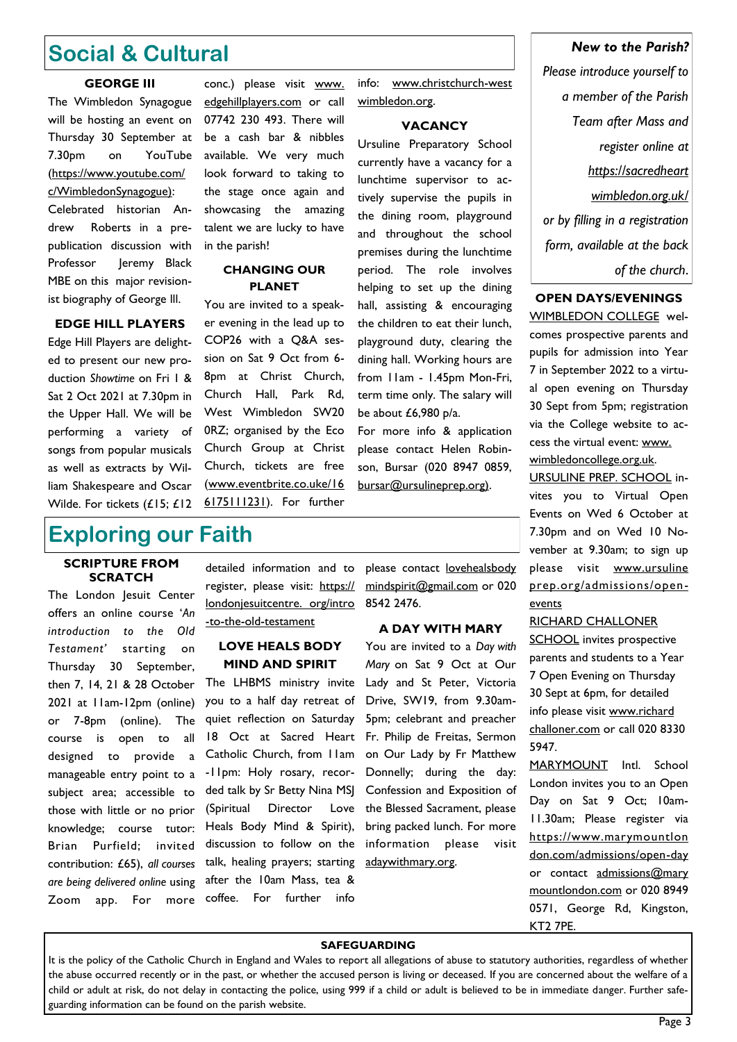## Social & Cultural

### GEORGE III

The Wimbledon Synagogue will be hosting an event on Thursday 30 September at 7.30pm on YouTube (https://www.youtube.com/c/WimbledonSynagogue): Celebrated historian Andrew Roberts in a pre-publication discussion with Professor Jeremy Black MBE on this major revisionist biography of George III.

### EDGE HILL PLAYERS

Edge Hill Players are delighted to present our new production *Showtime* on Fri 1 & Sat 2 Oct 2021 at 7.30pm in the Upper Hall. We will be performing a variety of songs from popular musicals as well as extracts by William Shakespeare and Oscar Wilde. For tickets (£15; £12 conc.) please visit www.edgehillplayers.com or call 07742 230 493. There will be a cash bar & nibbles available. We very much look forward to taking to the stage once again and showcasing the amazing talent we are lucky to have in the parish!

### CHANGING OUR PLANET

You are invited to a speaker evening in the lead up to COP26 with a Q&A session on Sat 9 Oct from 6-8pm at Christ Church, Church Hall, Park Rd, West Wimbledon SW20 0RZ; organised by the Eco Church Group at Christ Church, tickets are free (www.eventbrite.co.uke/16 6175111231). For further info: www.christchurch-westwimbledon.org.

### VACANCY

Ursuline Preparatory School currently have a vacancy for a lunchtime supervisor to actively supervise the pupils in the dining room, playground and throughout the school premises during the lunchtime period. The role involves helping to set up the dining hall, assisting & encouraging the children to eat their lunch, playground duty, clearing the dining hall. Working hours are from 11am - 1.45pm Mon-Fri, term time only. The salary will be about £6,980 p/a.

For more info & application please contact Helen Robinson, Bursar (020 8947 0859, bursar@ursulineprep.org).

***New to the Parish?***

*Please introduce yourself to a member of the Parish Team after Mass and register online at https://sacredheartwimbledon.org.uk/ or by filling in a registration form, available at the back of the church.*

### OPEN DAYS/EVENINGS

WIMBLEDON COLLEGE welcomes prospective parents and pupils for admission into Year 7 in September 2022 to a virtual open evening on Thursday 30 Sept from 5pm; registration via the College website to access the virtual event: www.wimbledoncollege.org.uk.

URSULINE PREP. SCHOOL invites you to Virtual Open Events on Wed 6 October at 7.30pm and on Wed 10 November at 9.30am; to sign up please visit www.ursulineprep.org/admissions/open-events

RICHARD CHALLONER SCHOOL invites prospective parents and students to a Year 7 Open Evening on Thursday 30 Sept at 6pm, for detailed info please visit www.richardchalloner.com or call 020 8330 5947.

MARYMOUNT Intl. School London invites you to an Open Day on Sat 9 Oct; 10am-11.30am; Please register via https://www.marymountlondon.com/admissions/open-day or contact admissions@marymountlondon.com or 020 8949 0571, George Rd, Kingston, KT2 7PE.

## Exploring our Faith

### SCRIPTURE FROM SCRATCH

The London Jesuit Center offers an online course '*An introduction to the Old Testament*' starting on Thursday 30 September, then 7, 14, 21 & 28 October 2021 at 11am-12pm (online) or 7-8pm (online). The course is open to all designed to provide a manageable entry point to a subject area; accessible to those with little or no prior knowledge; course tutor: Brian Purfield; invited contribution: £65), *all courses are being delivered online* using Zoom app. For more detailed information and to register, please visit: https://londonjesuitcentre.org/intro-to-the-old-testament

### LOVE HEALS BODY MIND AND SPIRIT

The LHBMS ministry invite you to a half day retreat of quiet reflection on Saturday 18 Oct at Sacred Heart Catholic Church, from 11am -11pm: Holy rosary, recorded talk by Sr Betty Nina MSJ (Spiritual Director Love Heals Body Mind & Spirit), discussion to follow on the talk, healing prayers; starting after the 10am Mass, tea & coffee. For further info please contact lovehealsbodymindspirit@gmail.com or 020 8542 2476.

### A DAY WITH MARY

You are invited to a *Day with Mary* on Sat 9 Oct at Our Lady and St Peter, Victoria Drive, SW19, from 9.30am-5pm; celebrant and preacher Fr. Philip de Freitas, Sermon on Our Lady by Fr Matthew Donnelly; during the day: Confession and Exposition of the Blessed Sacrament, please bring packed lunch. For more information please visit adaywithmary.org.

### SAFEGUARDING

It is the policy of the Catholic Church in England and Wales to report all allegations of abuse to statutory authorities, regardless of whether the abuse occurred recently or in the past, or whether the accused person is living or deceased. If you are concerned about the welfare of a child or adult at risk, do not delay in contacting the police, using 999 if a child or adult is believed to be in immediate danger. Further safeguarding information can be found on the parish website.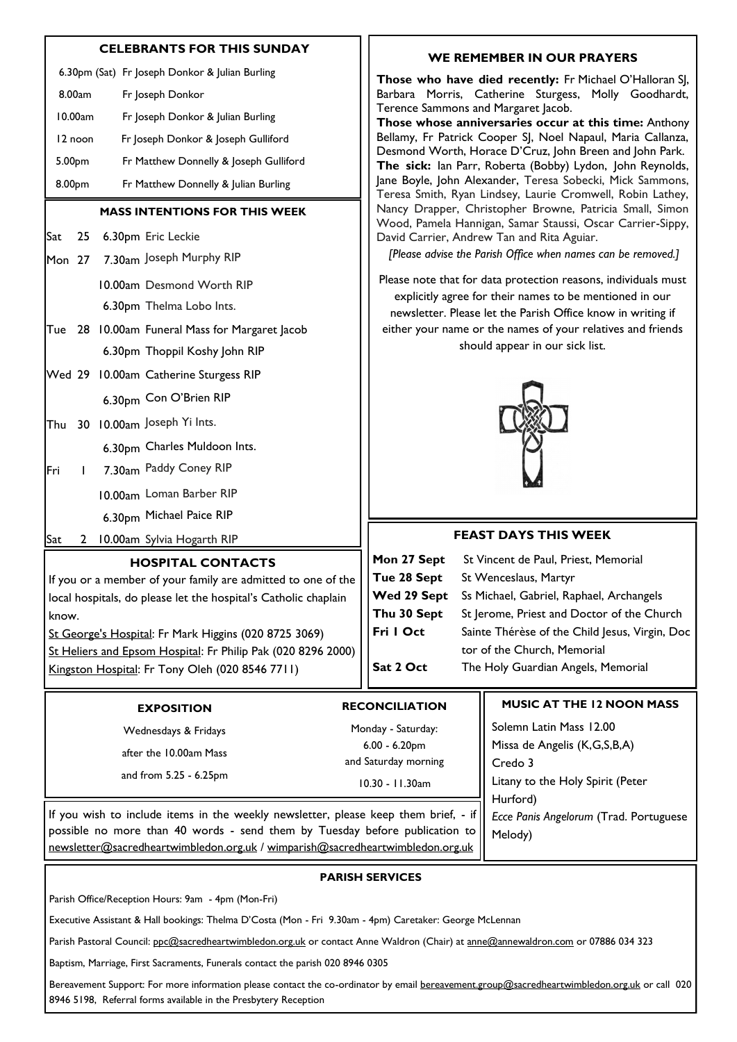## CELEBRANTS FOR THIS SUNDAY

| | |
|---|---|
| 6.30pm (Sat) | Fr Joseph Donkor & Julian Burling |
| 8.00am | Fr Joseph Donkor |
| 10.00am | Fr Joseph Donkor & Julian Burling |
| 12 noon | Fr Joseph Donkor & Joseph Gulliford |
| 5.00pm | Fr Matthew Donnelly & Joseph Gulliford |
| 8.00pm | Fr Matthew Donnelly & Julian Burling |

## MASS INTENTIONS FOR THIS WEEK

| | | | |
|---|---|---|---|
| Sat | 25 | 6.30pm | Eric Leckie |
| Mon | 27 | 7.30am | Joseph Murphy RIP |
| | | 10.00am | Desmond Worth RIP |
| | | 6.30pm | Thelma Lobo Ints. |
| Tue | 28 | 10.00am | Funeral Mass for Margaret Jacob |
| | | 6.30pm | Thoppil Koshy John RIP |
| Wed | 29 | 10.00am | Catherine Sturgess RIP |
| | | 6.30pm | Con O'Brien RIP |
| Thu | 30 | 10.00am | Joseph Yi Ints. |
| | | 6.30pm | Charles Muldoon Ints. |
| Fri | 1 | 7.30am | Paddy Coney RIP |
| | | 10.00am | Loman Barber RIP |
| | | 6.30pm | Michael Paice RIP |
| Sat | 2 | 10.00am | Sylvia Hogarth RIP |

## HOSPITAL CONTACTS

If you or a member of your family are admitted to one of the local hospitals, do please let the hospital's Catholic chaplain know.

St George's Hospital: Fr Mark Higgins (020 8725 3069)
St Heliers and Epsom Hospital: Fr Philip Pak (020 8296 2000)
Kingston Hospital: Fr Tony Oleh (020 8546 7711)

## WE REMEMBER IN OUR PRAYERS

**Those who have died recently:** Fr Michael O'Halloran SJ, Barbara Morris, Catherine Sturgess, Molly Goodhardt, Terence Sammons and Margaret Jacob.
**Those whose anniversaries occur at this time:** Anthony Bellamy, Fr Patrick Cooper SJ, Noel Napaul, Maria Callanza, Desmond Worth, Horace D'Cruz, John Breen and John Park.
**The sick:** Ian Parr, Roberta (Bobby) Lydon, John Reynolds, Jane Boyle, John Alexander, Teresa Sobecki, Mick Sammons, Teresa Smith, Ryan Lindsey, Laurie Cromwell, Robin Lathey, Nancy Drapper, Christopher Browne, Patricia Small, Simon Wood, Pamela Hannigan, Samar Staussi, Oscar Carrier-Sippy, David Carrier, Andrew Tan and Rita Aguiar.

*[Please advise the Parish Office when names can be removed.]*

Please note that for data protection reasons, individuals must explicitly agree for their names to be mentioned in our newsletter. Please let the Parish Office know in writing if either your name or the names of your relatives and friends should appear in our sick list.

## FEAST DAYS THIS WEEK

| | |
|---|---|
| **Mon 27 Sept** | St Vincent de Paul, Priest, Memorial |
| **Tue 28 Sept** | St Wenceslaus, Martyr |
| **Wed 29 Sept** | Ss Michael, Gabriel, Raphael, Archangels |
| **Thu 30 Sept** | St Jerome, Priest and Doctor of the Church |
| **Fri 1 Oct** | Sainte Thérèse of the Child Jesus, Virgin, Doctor of the Church, Memorial |
| **Sat 2 Oct** | The Holy Guardian Angels, Memorial |

## EXPOSITION

Wednesdays & Fridays
after the 10.00am Mass
and from 5.25 - 6.25pm

## RECONCILIATION

Monday - Saturday:
6.00 - 6.20pm
and Saturday morning
10.30 - 11.30am

## MUSIC AT THE 12 NOON MASS

Solemn Latin Mass 12.00
Missa de Angelis (K,G,S,B,A)
Credo 3
Litany to the Holy Spirit (Peter Hurford)
*Ecce Panis Angelorum* (Trad. Portuguese Melody)

If you wish to include items in the weekly newsletter, please keep them brief, - if possible no more than 40 words - send them by Tuesday before publication to newsletter@sacredheartwimbledon.org.uk / wimparish@sacredheartwimbledon.org.uk

## PARISH SERVICES

Parish Office/Reception Hours: 9am - 4pm (Mon-Fri)

Executive Assistant & Hall bookings: Thelma D'Costa (Mon - Fri 9.30am - 4pm) Caretaker: George McLennan

Parish Pastoral Council: ppc@sacredheartwimbledon.org.uk or contact Anne Waldron (Chair) at anne@annewaldron.com or 07886 034 323

Baptism, Marriage, First Sacraments, Funerals contact the parish 020 8946 0305

Bereavement Support: For more information please contact the co-ordinator by email bereavement.group@sacredheartwimbledon.org.uk or call 020 8946 5198, Referral forms available in the Presbytery Reception